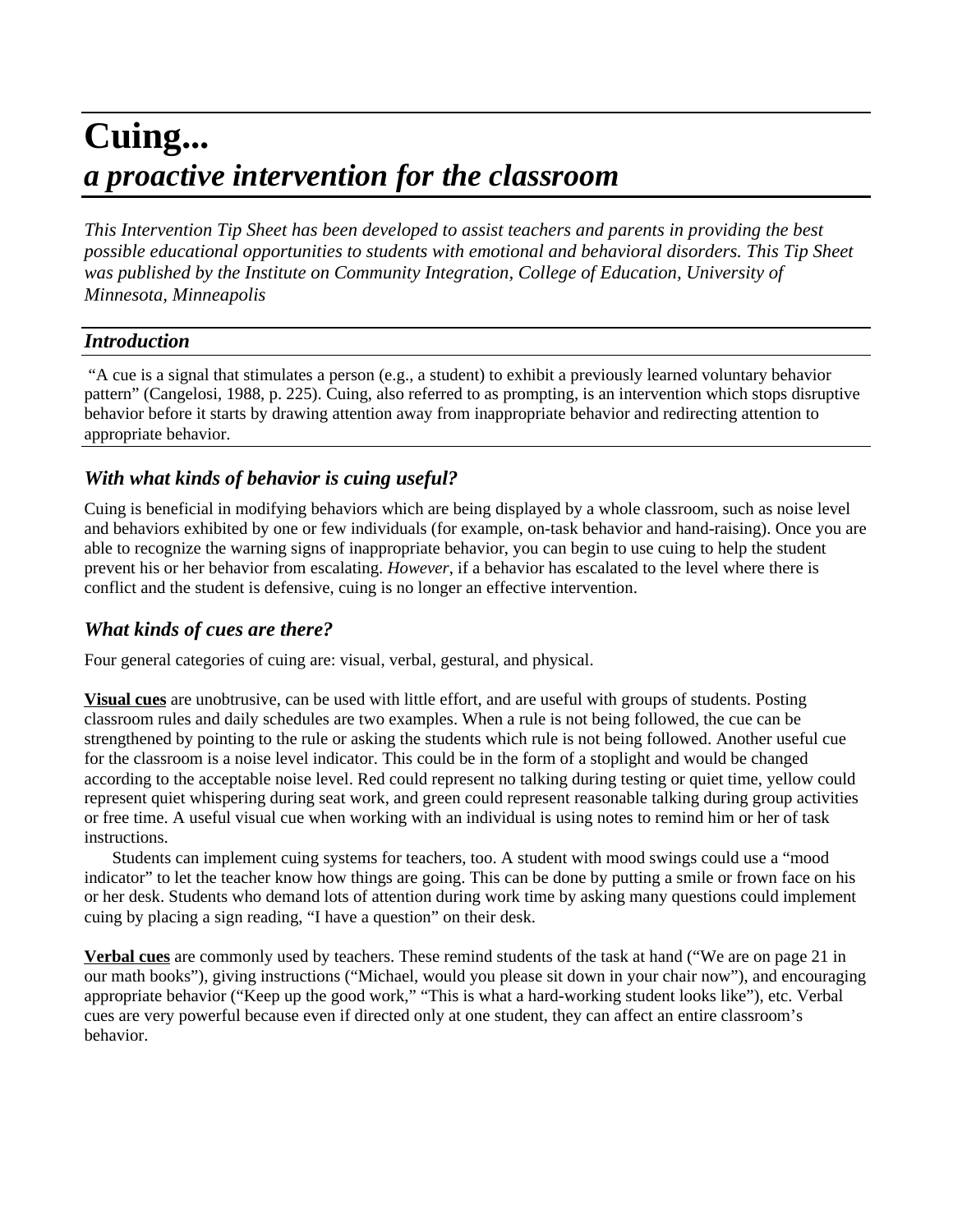# Cuing...
## *a proactive intervention for the classroom*

*This Intervention Tip Sheet has been developed to assist teachers and parents in providing the best possible educational opportunities to students with emotional and behavioral disorders. This Tip Sheet was published by the Institute on Community Integration, College of Education, University of Minnesota, Minneapolis*

### *Introduction*

"A cue is a signal that stimulates a person (e.g., a student) to exhibit a previously learned voluntary behavior pattern" (Cangelosi, 1988, p. 225). Cuing, also referred to as prompting, is an intervention which stops disruptive behavior before it starts by drawing attention away from inappropriate behavior and redirecting attention to appropriate behavior.

### *With what kinds of behavior is cuing useful?*

Cuing is beneficial in modifying behaviors which are being displayed by a whole classroom, such as noise level and behaviors exhibited by one or few individuals (for example, on-task behavior and hand-raising). Once you are able to recognize the warning signs of inappropriate behavior, you can begin to use cuing to help the student prevent his or her behavior from escalating. *However*, if a behavior has escalated to the level where there is conflict and the student is defensive, cuing is no longer an effective intervention.

### *What kinds of cues are there?*

Four general categories of cuing are: visual, verbal, gestural, and physical.

**Visual cues** are unobtrusive, can be used with little effort, and are useful with groups of students. Posting classroom rules and daily schedules are two examples. When a rule is not being followed, the cue can be strengthened by pointing to the rule or asking the students which rule is not being followed. Another useful cue for the classroom is a noise level indicator. This could be in the form of a stoplight and would be changed according to the acceptable noise level. Red could represent no talking during testing or quiet time, yellow could represent quiet whispering during seat work, and green could represent reasonable talking during group activities or free time. A useful visual cue when working with an individual is using notes to remind him or her of task instructions.

Students can implement cuing systems for teachers, too. A student with mood swings could use a "mood indicator" to let the teacher know how things are going. This can be done by putting a smile or frown face on his or her desk. Students who demand lots of attention during work time by asking many questions could implement cuing by placing a sign reading, "I have a question" on their desk.

**Verbal cues** are commonly used by teachers. These remind students of the task at hand ("We are on page 21 in our math books"), giving instructions ("Michael, would you please sit down in your chair now"), and encouraging appropriate behavior ("Keep up the good work," "This is what a hard-working student looks like"), etc. Verbal cues are very powerful because even if directed only at one student, they can affect an entire classroom's behavior.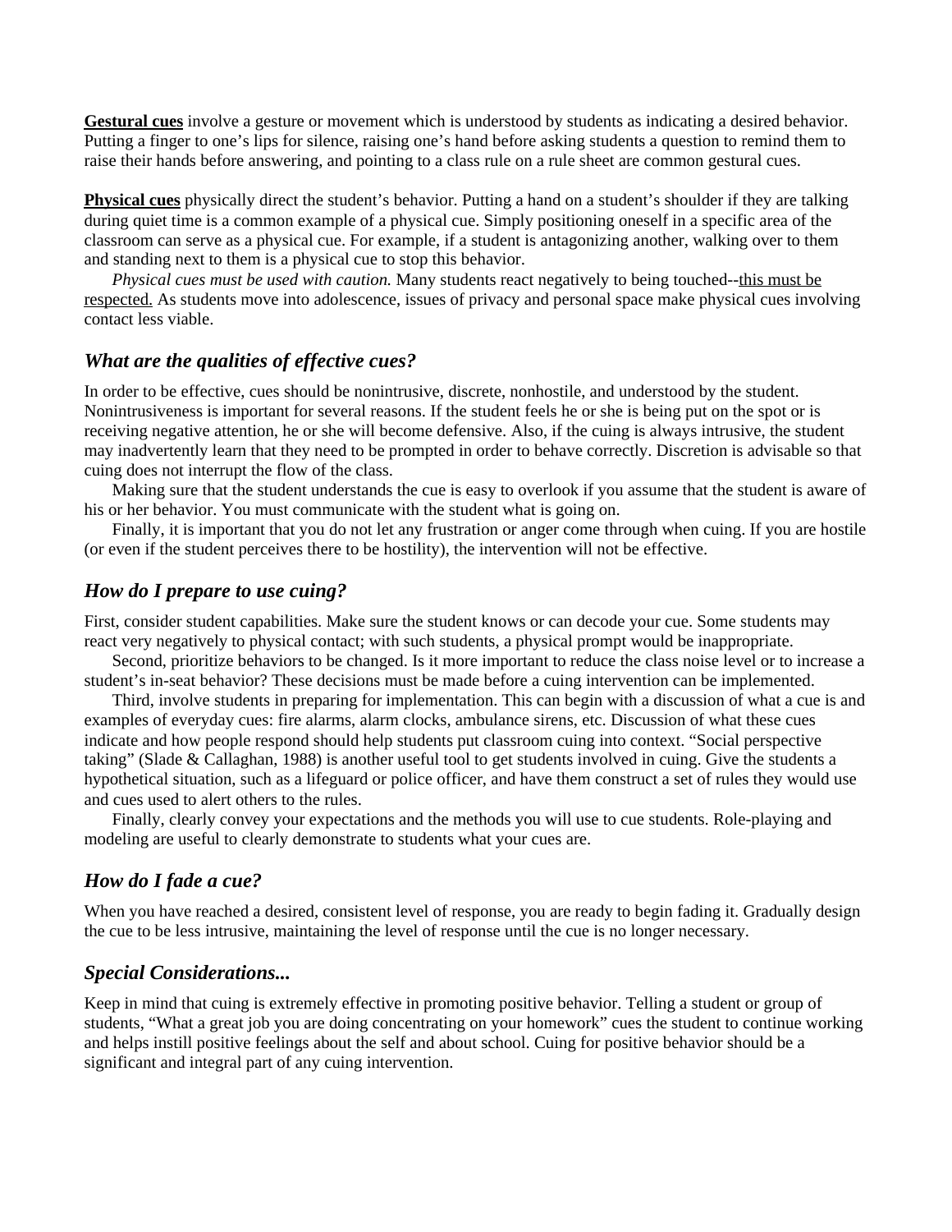**Gestural cues** involve a gesture or movement which is understood by students as indicating a desired behavior. Putting a finger to one's lips for silence, raising one's hand before asking students a question to remind them to raise their hands before answering, and pointing to a class rule on a rule sheet are common gestural cues.

**Physical cues** physically direct the student's behavior. Putting a hand on a student's shoulder if they are talking during quiet time is a common example of a physical cue. Simply positioning oneself in a specific area of the classroom can serve as a physical cue. For example, if a student is antagonizing another, walking over to them and standing next to them is a physical cue to stop this behavior.

*Physical cues must be used with caution.* Many students react negatively to being touched--this must be respected. As students move into adolescence, issues of privacy and personal space make physical cues involving contact less viable.

### *What are the qualities of effective cues?*

In order to be effective, cues should be nonintrusive, discrete, nonhostile, and understood by the student. Nonintrusiveness is important for several reasons. If the student feels he or she is being put on the spot or is receiving negative attention, he or she will become defensive. Also, if the cuing is always intrusive, the student may inadvertently learn that they need to be prompted in order to behave correctly. Discretion is advisable so that cuing does not interrupt the flow of the class.

Making sure that the student understands the cue is easy to overlook if you assume that the student is aware of his or her behavior. You must communicate with the student what is going on.

Finally, it is important that you do not let any frustration or anger come through when cuing. If you are hostile (or even if the student perceives there to be hostility), the intervention will not be effective.

### *How do I prepare to use cuing?*

First, consider student capabilities. Make sure the student knows or can decode your cue. Some students may react very negatively to physical contact; with such students, a physical prompt would be inappropriate.

Second, prioritize behaviors to be changed. Is it more important to reduce the class noise level or to increase a student's in-seat behavior? These decisions must be made before a cuing intervention can be implemented.

Third, involve students in preparing for implementation. This can begin with a discussion of what a cue is and examples of everyday cues: fire alarms, alarm clocks, ambulance sirens, etc. Discussion of what these cues indicate and how people respond should help students put classroom cuing into context. "Social perspective taking" (Slade & Callaghan, 1988) is another useful tool to get students involved in cuing. Give the students a hypothetical situation, such as a lifeguard or police officer, and have them construct a set of rules they would use and cues used to alert others to the rules.

Finally, clearly convey your expectations and the methods you will use to cue students. Role-playing and modeling are useful to clearly demonstrate to students what your cues are.

### *How do I fade a cue?*

When you have reached a desired, consistent level of response, you are ready to begin fading it. Gradually design the cue to be less intrusive, maintaining the level of response until the cue is no longer necessary.

### *Special Considerations...*

Keep in mind that cuing is extremely effective in promoting positive behavior. Telling a student or group of students, "What a great job you are doing concentrating on your homework" cues the student to continue working and helps instill positive feelings about the self and about school. Cuing for positive behavior should be a significant and integral part of any cuing intervention.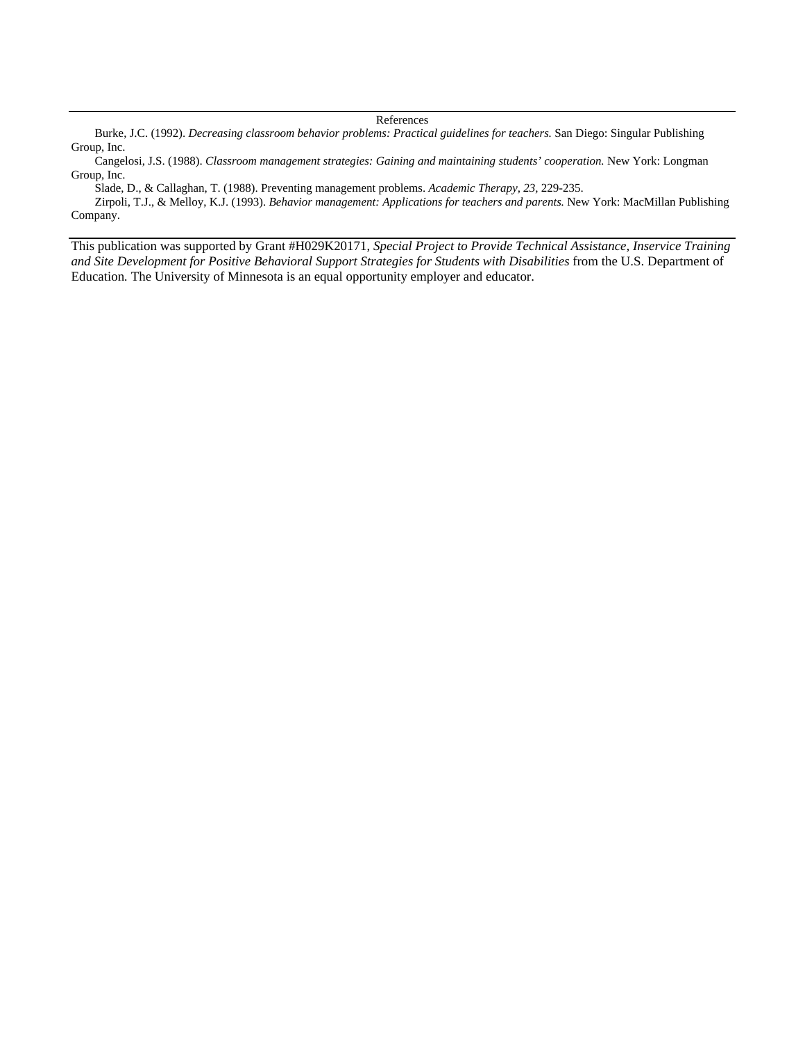## References

Burke, J.C. (1992). *Decreasing classroom behavior problems: Practical guidelines for teachers.* San Diego: Singular Publishing Group, Inc.

Cangelosi, J.S. (1988). *Classroom management strategies: Gaining and maintaining students' cooperation.* New York: Longman Group, Inc.

Slade, D., & Callaghan, T. (1988). Preventing management problems. *Academic Therapy, 23,* 229-235.

Zirpoli, T.J., & Melloy, K.J. (1993). *Behavior management: Applications for teachers and parents.* New York: MacMillan Publishing Company.

---

This publication was supported by Grant #H029K20171, *Special Project to Provide Technical Assistance, Inservice Training and Site Development for Positive Behavioral Support Strategies for Students with Disabilities* from the U.S. Department of Education. The University of Minnesota is an equal opportunity employer and educator.